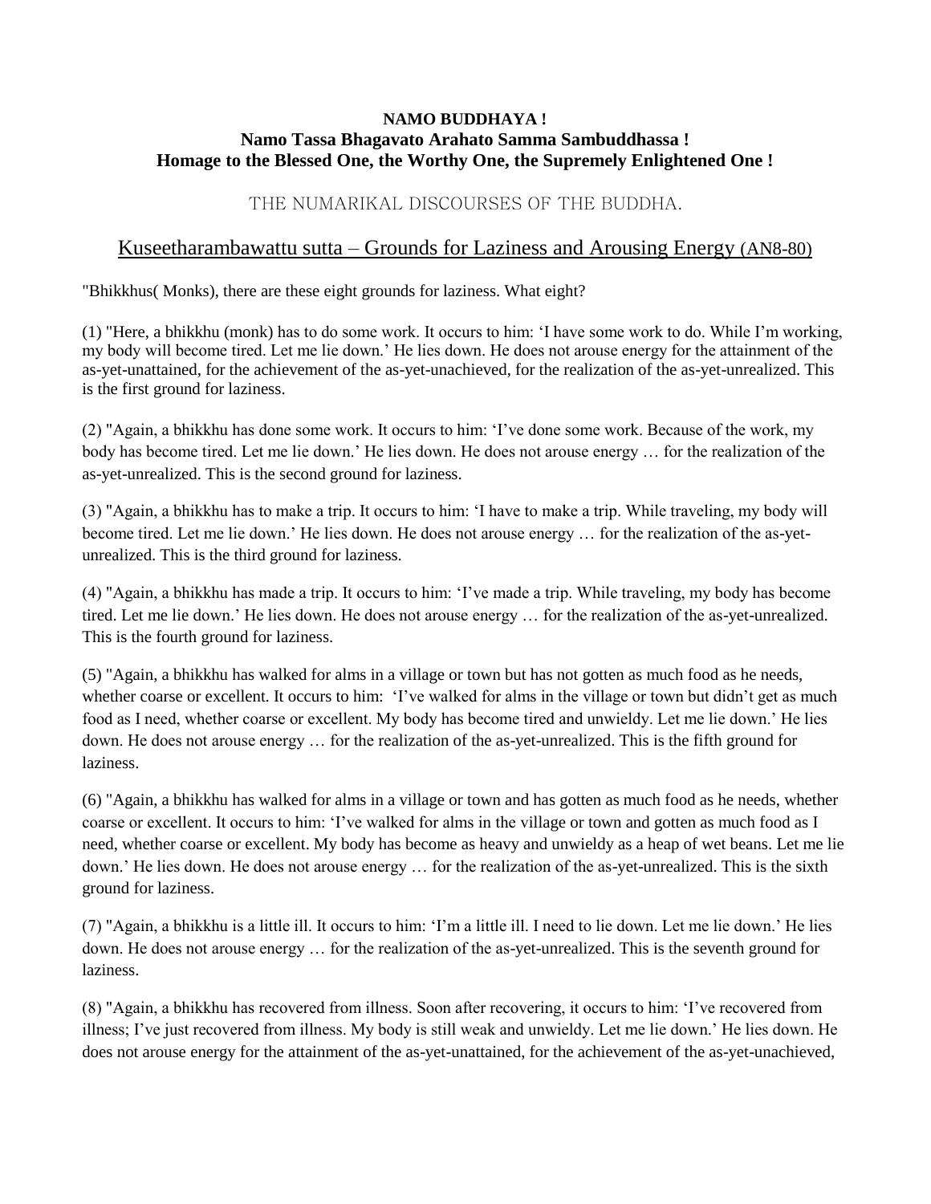**NAMO BUDDHAYA !**
**Namo Tassa Bhagavato Arahato Samma Sambuddhassa !**
**Homage to the Blessed One, the Worthy One, the Supremely Enlightened One !**

THE NUMARIKAL DISCOURSES OF THE BUDDHA.

## Kuseetharambawattu sutta – Grounds for Laziness and Arousing Energy (AN8-80)

"Bhikkhus( Monks), there are these eight grounds for laziness. What eight?

(1) "Here, a bhikkhu (monk) has to do some work. It occurs to him: 'I have some work to do. While I'm working, my body will become tired. Let me lie down.' He lies down. He does not arouse energy for the attainment of the as-yet-unattained, for the achievement of the as-yet-unachieved, for the realization of the as-yet-unrealized. This is the first ground for laziness.

(2) "Again, a bhikkhu has done some work. It occurs to him: 'I've done some work. Because of the work, my body has become tired. Let me lie down.' He lies down. He does not arouse energy … for the realization of the as-yet-unrealized. This is the second ground for laziness.

(3) "Again, a bhikkhu has to make a trip. It occurs to him: 'I have to make a trip. While traveling, my body will become tired. Let me lie down.' He lies down. He does not arouse energy … for the realization of the as-yet-unrealized. This is the third ground for laziness.

(4) "Again, a bhikkhu has made a trip. It occurs to him: 'I've made a trip. While traveling, my body has become tired. Let me lie down.' He lies down. He does not arouse energy … for the realization of the as-yet-unrealized. This is the fourth ground for laziness.

(5) "Again, a bhikkhu has walked for alms in a village or town but has not gotten as much food as he needs, whether coarse or excellent. It occurs to him: 'I've walked for alms in the village or town but didn't get as much food as I need, whether coarse or excellent. My body has become tired and unwieldy. Let me lie down.' He lies down. He does not arouse energy … for the realization of the as-yet-unrealized. This is the fifth ground for laziness.

(6) "Again, a bhikkhu has walked for alms in a village or town and has gotten as much food as he needs, whether coarse or excellent. It occurs to him: 'I've walked for alms in the village or town and gotten as much food as I need, whether coarse or excellent. My body has become as heavy and unwieldy as a heap of wet beans. Let me lie down.' He lies down. He does not arouse energy … for the realization of the as-yet-unrealized. This is the sixth ground for laziness.

(7) "Again, a bhikkhu is a little ill. It occurs to him: 'I'm a little ill. I need to lie down. Let me lie down.' He lies down. He does not arouse energy … for the realization of the as-yet-unrealized. This is the seventh ground for laziness.

(8) "Again, a bhikkhu has recovered from illness. Soon after recovering, it occurs to him: 'I've recovered from illness; I've just recovered from illness. My body is still weak and unwieldy. Let me lie down.' He lies down. He does not arouse energy for the attainment of the as-yet-unattained, for the achievement of the as-yet-unachieved,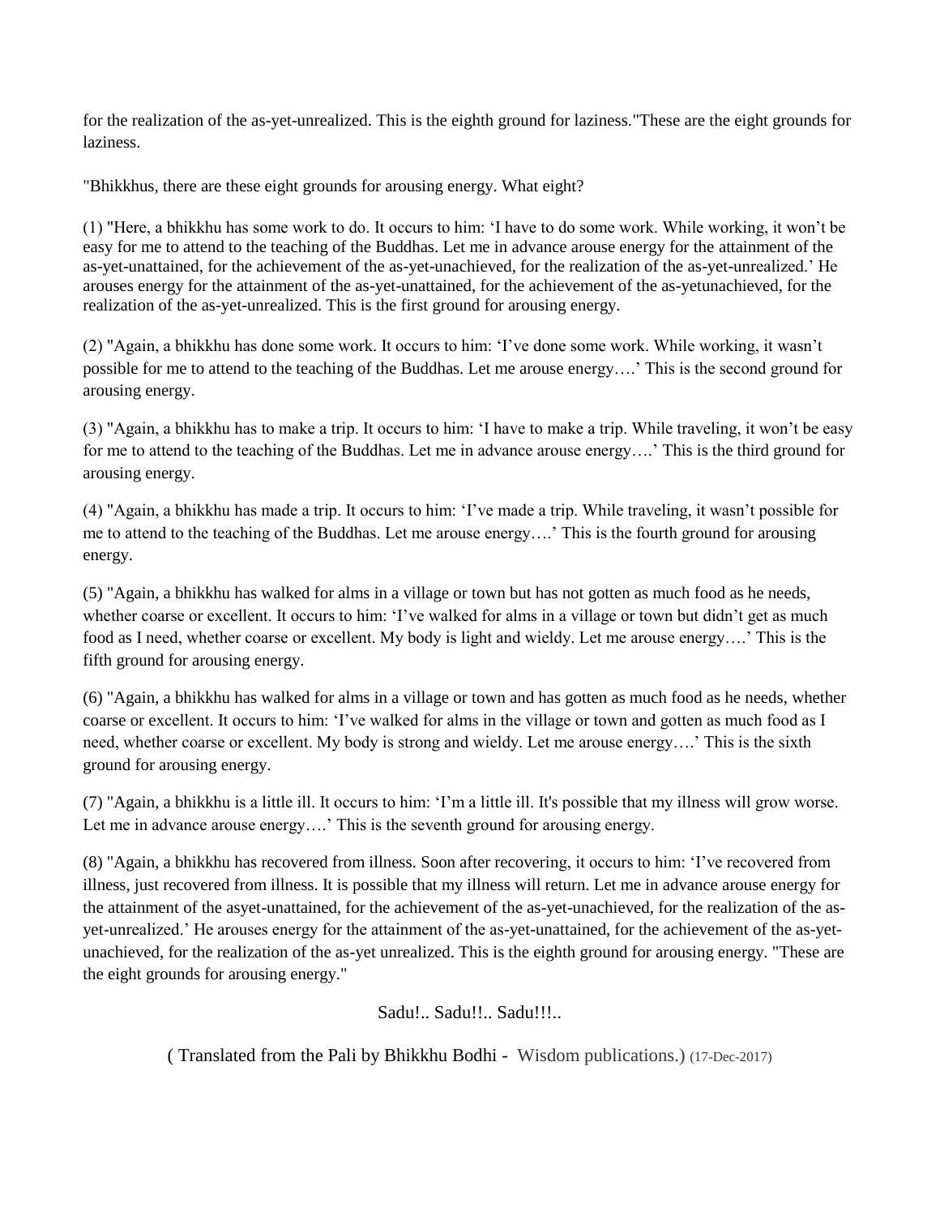for the realization of the as-yet-unrealized. This is the eighth ground for laziness."These are the eight grounds for laziness.

"Bhikkhus, there are these eight grounds for arousing energy. What eight?

(1) "Here, a bhikkhu has some work to do. It occurs to him: 'I have to do some work. While working, it won't be easy for me to attend to the teaching of the Buddhas. Let me in advance arouse energy for the attainment of the as-yet-unattained, for the achievement of the as-yet-unachieved, for the realization of the as-yet-unrealized.' He arouses energy for the attainment of the as-yet-unattained, for the achievement of the as-yetunachieved, for the realization of the as-yet-unrealized. This is the first ground for arousing energy.

(2) "Again, a bhikkhu has done some work. It occurs to him: 'I've done some work. While working, it wasn't possible for me to attend to the teaching of the Buddhas. Let me arouse energy….' This is the second ground for arousing energy.

(3) "Again, a bhikkhu has to make a trip. It occurs to him: 'I have to make a trip. While traveling, it won't be easy for me to attend to the teaching of the Buddhas. Let me in advance arouse energy….' This is the third ground for arousing energy.

(4) "Again, a bhikkhu has made a trip. It occurs to him: 'I've made a trip. While traveling, it wasn't possible for me to attend to the teaching of the Buddhas. Let me arouse energy….' This is the fourth ground for arousing energy.

(5) "Again, a bhikkhu has walked for alms in a village or town but has not gotten as much food as he needs, whether coarse or excellent. It occurs to him: 'I've walked for alms in a village or town but didn't get as much food as I need, whether coarse or excellent. My body is light and wieldy. Let me arouse energy….' This is the fifth ground for arousing energy.

(6) "Again, a bhikkhu has walked for alms in a village or town and has gotten as much food as he needs, whether coarse or excellent. It occurs to him: 'I've walked for alms in the village or town and gotten as much food as I need, whether coarse or excellent. My body is strong and wieldy. Let me arouse energy….' This is the sixth ground for arousing energy.

(7) "Again, a bhikkhu is a little ill. It occurs to him: 'I'm a little ill. It's possible that my illness will grow worse. Let me in advance arouse energy….' This is the seventh ground for arousing energy.

(8) "Again, a bhikkhu has recovered from illness. Soon after recovering, it occurs to him: 'I've recovered from illness, just recovered from illness. It is possible that my illness will return. Let me in advance arouse energy for the attainment of the asyet-unattained, for the achievement of the as-yet-unachieved, for the realization of the as-yet-unrealized.' He arouses energy for the attainment of the as-yet-unattained, for the achievement of the as-yet-unachieved, for the realization of the as-yet unrealized. This is the eighth ground for arousing energy. "These are the eight grounds for arousing energy."

Sadu!.. Sadu!!.. Sadu!!!..

( Translated from the Pali by Bhikkhu Bodhi - Wisdom publications.) (17-Dec-2017)